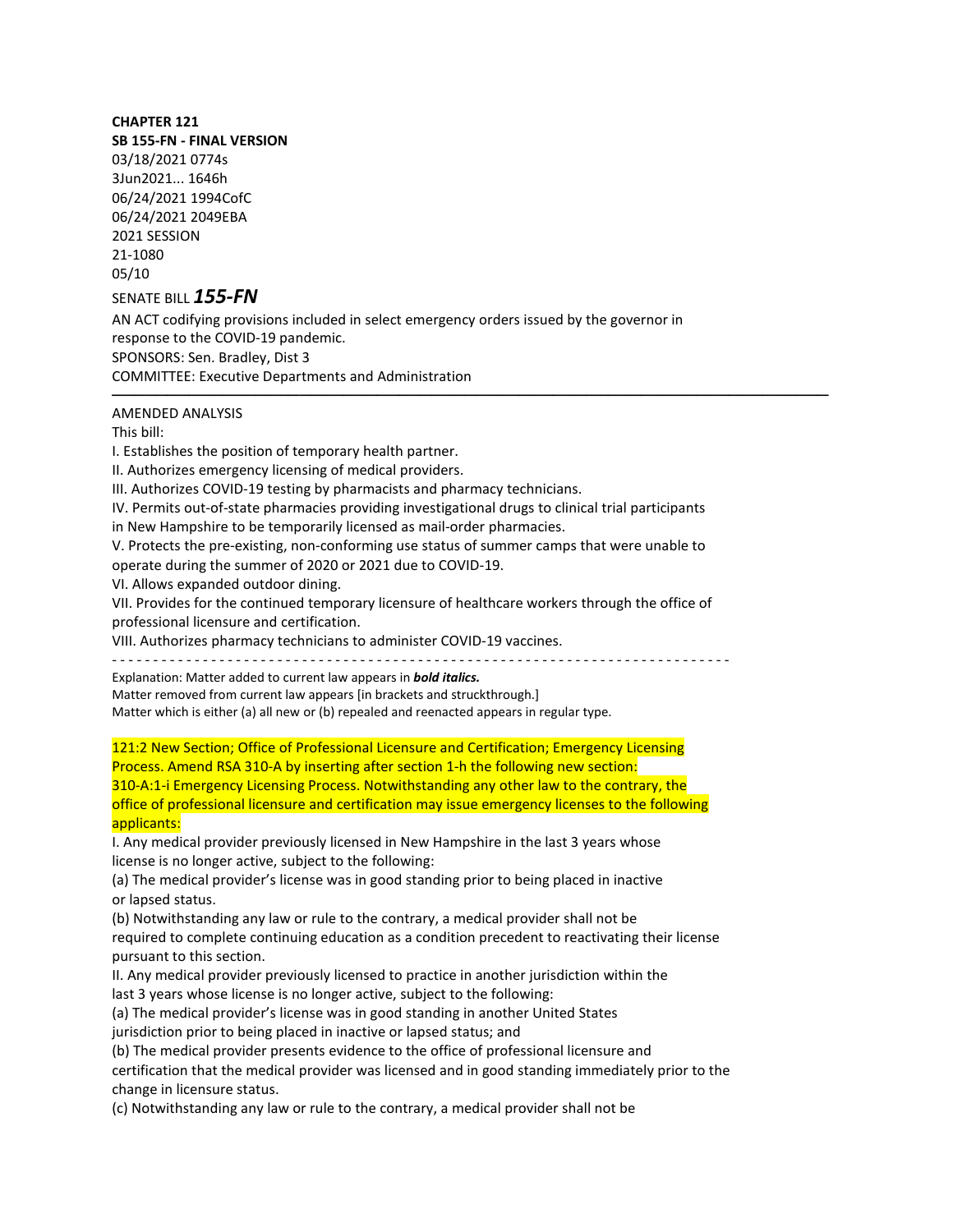**CHAPTER 121**

**SB 155-FN - FINAL VERSION**

03/18/2021 0774s

3Jun2021... 1646h

06/24/2021 1994CofC

06/24/2021 2049EBA

2021 SESSION

21-1080

05/10

SENATE BILL ***155-FN***

AN ACT codifying provisions included in select emergency orders issued by the governor in response to the COVID-19 pandemic.

SPONSORS: Sen. Bradley, Dist 3

COMMITTEE: Executive Departments and Administration

---

AMENDED ANALYSIS

This bill:

I. Establishes the position of temporary health partner.

II. Authorizes emergency licensing of medical providers.

III. Authorizes COVID-19 testing by pharmacists and pharmacy technicians.

IV. Permits out-of-state pharmacies providing investigational drugs to clinical trial participants in New Hampshire to be temporarily licensed as mail-order pharmacies.

V. Protects the pre-existing, non-conforming use status of summer camps that were unable to operate during the summer of 2020 or 2021 due to COVID-19.

VI. Allows expanded outdoor dining.

VII. Provides for the continued temporary licensure of healthcare workers through the office of professional licensure and certification.

VIII. Authorizes pharmacy technicians to administer COVID-19 vaccines.

- - - - - - - - - - - - - - - - - - - - - - - - - - - - - - - - - - - - - - - - - - - - - - - - - - - - - - - - - - - - - - - - - - - - - - - - - -

Explanation: Matter added to current law appears in ***bold italics.***

Matter removed from current law appears [in brackets and struckthrough.]

Matter which is either (a) all new or (b) repealed and reenacted appears in regular type.

121:2 New Section; Office of Professional Licensure and Certification; Emergency Licensing Process. Amend RSA 310-A by inserting after section 1-h the following new section:

310-A:1-i Emergency Licensing Process. Notwithstanding any other law to the contrary, the office of professional licensure and certification may issue emergency licenses to the following applicants:

I. Any medical provider previously licensed in New Hampshire in the last 3 years whose license is no longer active, subject to the following:

(a) The medical provider's license was in good standing prior to being placed in inactive or lapsed status.

(b) Notwithstanding any law or rule to the contrary, a medical provider shall not be required to complete continuing education as a condition precedent to reactivating their license pursuant to this section.

II. Any medical provider previously licensed to practice in another jurisdiction within the last 3 years whose license is no longer active, subject to the following:

(a) The medical provider's license was in good standing in another United States jurisdiction prior to being placed in inactive or lapsed status; and

(b) The medical provider presents evidence to the office of professional licensure and certification that the medical provider was licensed and in good standing immediately prior to the change in licensure status.

(c) Notwithstanding any law or rule to the contrary, a medical provider shall not be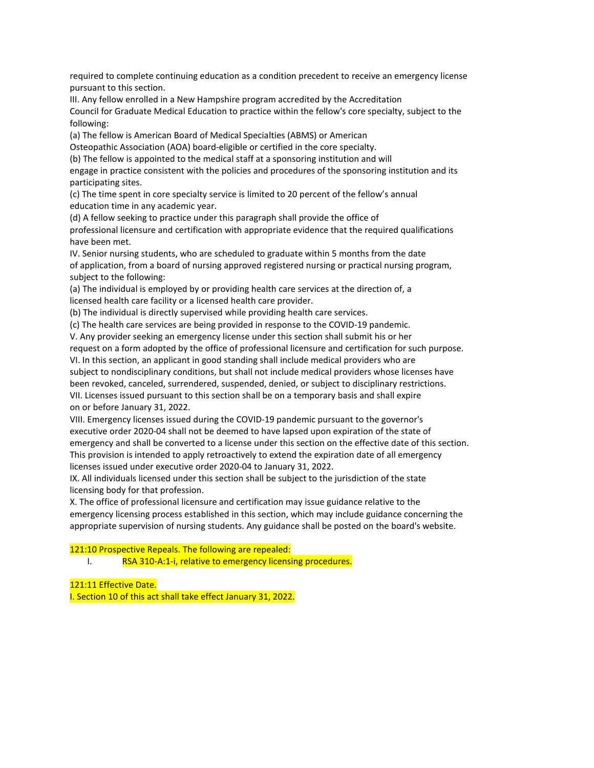required to complete continuing education as a condition precedent to receive an emergency license pursuant to this section.

III. Any fellow enrolled in a New Hampshire program accredited by the Accreditation Council for Graduate Medical Education to practice within the fellow's core specialty, subject to the following:

(a) The fellow is American Board of Medical Specialties (ABMS) or American Osteopathic Association (AOA) board-eligible or certified in the core specialty.

(b) The fellow is appointed to the medical staff at a sponsoring institution and will engage in practice consistent with the policies and procedures of the sponsoring institution and its participating sites.

(c) The time spent in core specialty service is limited to 20 percent of the fellow's annual education time in any academic year.

(d) A fellow seeking to practice under this paragraph shall provide the office of professional licensure and certification with appropriate evidence that the required qualifications have been met.

IV. Senior nursing students, who are scheduled to graduate within 5 months from the date of application, from a board of nursing approved registered nursing or practical nursing program, subject to the following:

(a) The individual is employed by or providing health care services at the direction of, a licensed health care facility or a licensed health care provider.

(b) The individual is directly supervised while providing health care services.

(c) The health care services are being provided in response to the COVID-19 pandemic.

V. Any provider seeking an emergency license under this section shall submit his or her request on a form adopted by the office of professional licensure and certification for such purpose.

VI. In this section, an applicant in good standing shall include medical providers who are subject to nondisciplinary conditions, but shall not include medical providers whose licenses have been revoked, canceled, surrendered, suspended, denied, or subject to disciplinary restrictions.

VII. Licenses issued pursuant to this section shall be on a temporary basis and shall expire on or before January 31, 2022.

VIII. Emergency licenses issued during the COVID-19 pandemic pursuant to the governor's executive order 2020-04 shall not be deemed to have lapsed upon expiration of the state of emergency and shall be converted to a license under this section on the effective date of this section. This provision is intended to apply retroactively to extend the expiration date of all emergency licenses issued under executive order 2020-04 to January 31, 2022.

IX. All individuals licensed under this section shall be subject to the jurisdiction of the state licensing body for that profession.

X. The office of professional licensure and certification may issue guidance relative to the emergency licensing process established in this section, which may include guidance concerning the appropriate supervision of nursing students. Any guidance shall be posted on the board's website.

121:10 Prospective Repeals. The following are repealed:

I. RSA 310-A:1-i, relative to emergency licensing procedures.

121:11 Effective Date.

I. Section 10 of this act shall take effect January 31, 2022.